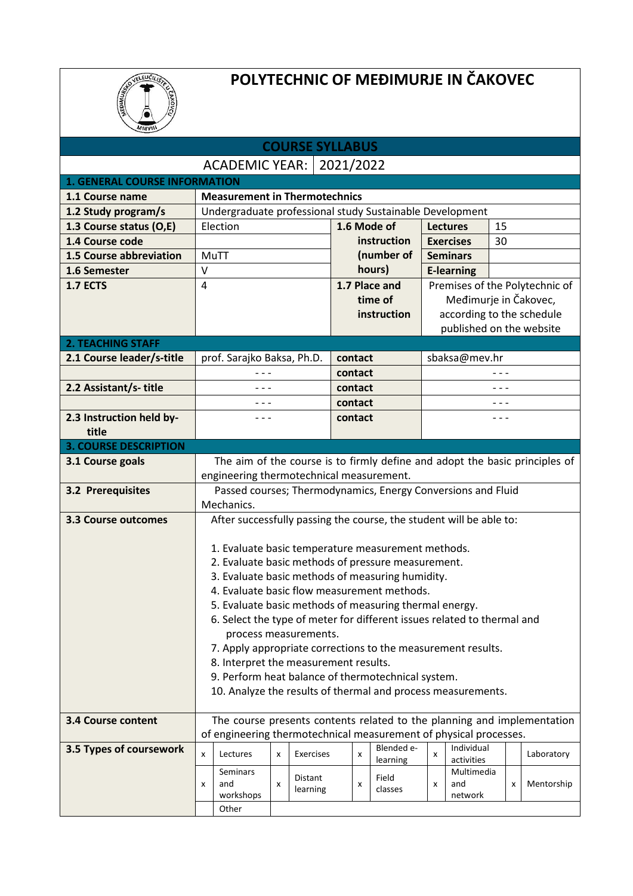# POLYTECHNIC OF MEĐIMURJE IN ČAKOVEC

## COURSE SYLLABUS

ACADEMIC YEAR: 2021/2022

### 1. GENERAL COURSE INFORMATION

| | | | | |
|---|---|---|---|---|
| **1.1 Course name** | **Measurement in Thermotechnics** | | | |
| **1.2 Study program/s** | Undergraduate professional study Sustainable Development | | | |
| **1.3 Course status (O,E)** | Election | **1.6 Mode of instruction (number of hours)** | **Lectures** | 15 |
| **1.4 Course code** | | | **Exercises** | 30 |
| **1.5 Course abbreviation** | MuTT | | **Seminars** | |
| **1.6 Semester** | V | | **E-learning** | |
| **1.7 ECTS** | 4 | **1.7 Place and time of instruction** | Premises of the Polytechnic of Međimurje in Čakovec, according to the schedule published on the website | |

### 2. TEACHING STAFF

| | | | |
|---|---|---|---|
| **2.1 Course leader/s-title** | prof. Sarajko Baksa, Ph.D. | **contact** | sbaksa@mev.hr |
| | - - - | **contact** | - - - |
| **2.2 Assistant/s- title** | - - - | **contact** | - - - |
| | - - - | **contact** | - - - |
| **2.3 Instruction held by-title** | - - - | **contact** | - - - |

### 3. COURSE DESCRIPTION

**3.1 Course goals**

The aim of the course is to firmly define and adopt the basic principles of engineering thermotechnical measurement.

**3.2 Prerequisites**

Passed courses; Thermodynamics, Energy Conversions and Fluid Mechanics.

**3.3 Course outcomes**

After successfully passing the course, the student will be able to:

1. Evaluate basic temperature measurement methods.
2. Evaluate basic methods of pressure measurement.
3. Evaluate basic methods of measuring humidity.
4. Evaluate basic flow measurement methods.
5. Evaluate basic methods of measuring thermal energy.
6. Select the type of meter for different issues related to thermal and process measurements.
7. Apply appropriate corrections to the measurement results.
8. Interpret the measurement results.
9. Perform heat balance of thermotechnical system.
10. Analyze the results of thermal and process measurements.

**3.4 Course content**

The course presents contents related to the planning and implementation of engineering thermotechnical measurement of physical processes.

**3.5 Types of coursework**

| | | | | | | | | | |
|---|---|---|---|---|---|---|---|---|---|
| x | Lectures | x | Exercises | x | Blended e-learning | x | Individual activities | | Laboratory |
| x | Seminars and workshops | x | Distant learning | x | Field classes | x | Multimedia and network | x | Mentorship |
| | Other | | | | | | | | |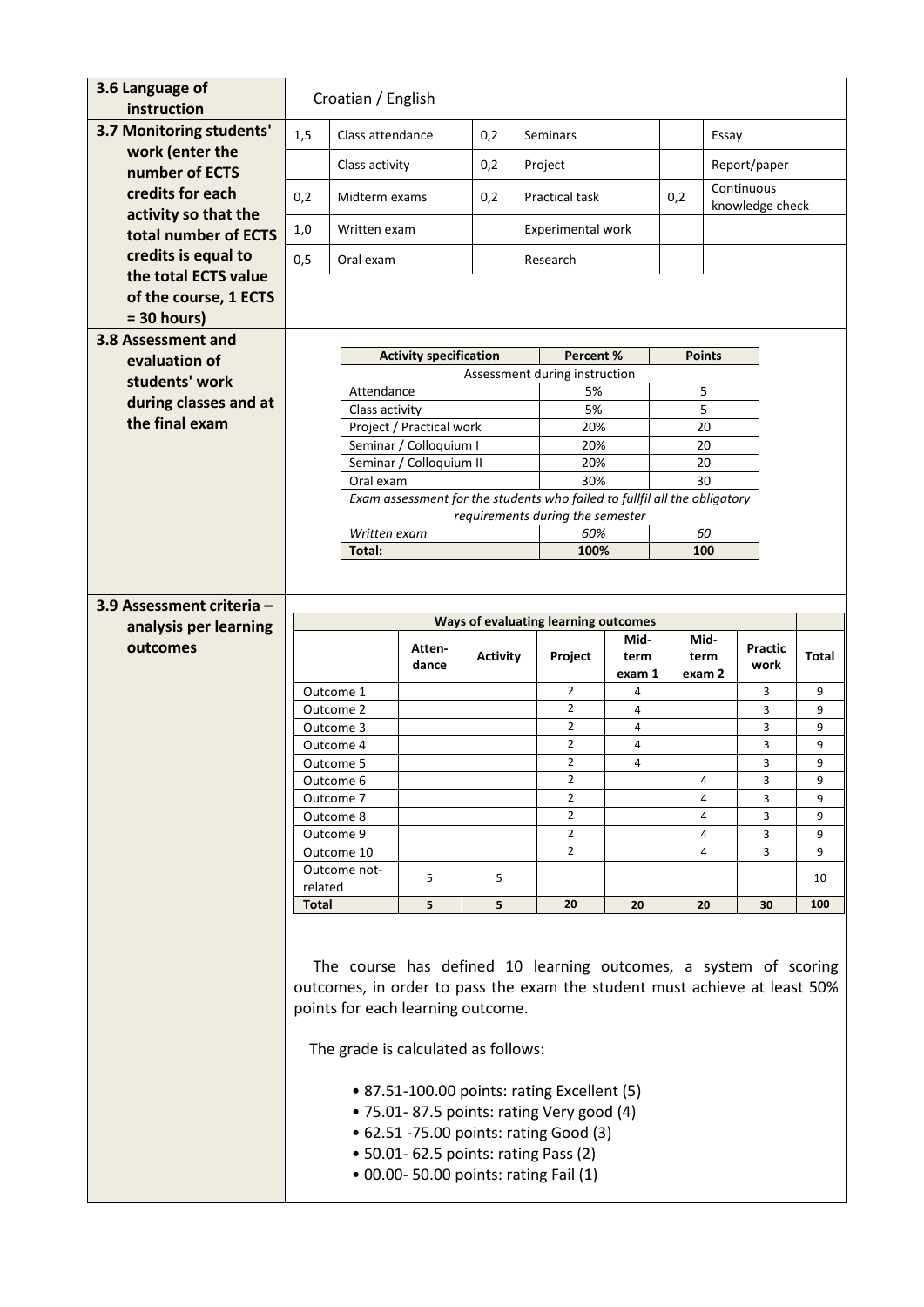| 3.6 Language of instruction | Croatian / English | | | | | |
|---|---|---|---|---|---|---|
| **3.7 Monitoring students' work (enter the number of ECTS credits for each activity so that the total number of ECTS credits is equal to the total ECTS value of the course, 1 ECTS = 30 hours)** | 1,5 | Class attendance | 0,2 | Seminars | | Essay |
| | | Class activity | 0,2 | Project | | Report/paper |
| | 0,2 | Midterm exams | 0,2 | Practical task | 0,2 | Continuous knowledge check |
| | 1,0 | Written exam | | Experimental work | | |
| | 0,5 | Oral exam | | Research | | |

**3.8 Assessment and evaluation of students' work during classes and at the final exam**

| Activity specification | Percent % | Points |
|---|---|---|
| Assessment during instruction | | |
| Attendance | 5% | 5 |
| Class activity | 5% | 5 |
| Project / Practical work | 20% | 20 |
| Seminar / Colloquium I | 20% | 20 |
| Seminar / Colloquium II | 20% | 20 |
| Oral exam | 30% | 30 |
| *Exam assessment for the students who failed to fullfil all the obligatory requirements during the semester* | | |
| *Written exam* | *60%* | *60* |
| **Total:** | **100%** | **100** |

**3.9 Assessment criteria – analysis per learning outcomes**

| Ways of evaluating learning outcomes | | | | | | | |
|---|---|---|---|---|---|---|---|
| | **Atten-dance** | **Activity** | **Project** | **Mid-term exam 1** | **Mid-term exam 2** | **Practic work** | **Total** |
| Outcome 1 | | | 2 | 4 | | 3 | 9 |
| Outcome 2 | | | 2 | 4 | | 3 | 9 |
| Outcome 3 | | | 2 | 4 | | 3 | 9 |
| Outcome 4 | | | 2 | 4 | | 3 | 9 |
| Outcome 5 | | | 2 | 4 | | 3 | 9 |
| Outcome 6 | | | 2 | | 4 | 3 | 9 |
| Outcome 7 | | | 2 | | 4 | 3 | 9 |
| Outcome 8 | | | 2 | | 4 | 3 | 9 |
| Outcome 9 | | | 2 | | 4 | 3 | 9 |
| Outcome 10 | | | 2 | | 4 | 3 | 9 |
| Outcome not-related | 5 | 5 | | | | | 10 |
| **Total** | **5** | **5** | **20** | **20** | **20** | **30** | **100** |

The course has defined 10 learning outcomes, a system of scoring outcomes, in order to pass the exam the student must achieve at least 50% points for each learning outcome.

The grade is calculated as follows:

- 87.51-100.00 points: rating Excellent (5)
- 75.01- 87.5 points: rating Very good (4)
- 62.51 -75.00 points: rating Good (3)
- 50.01- 62.5 points: rating Pass (2)
- 00.00- 50.00 points: rating Fail (1)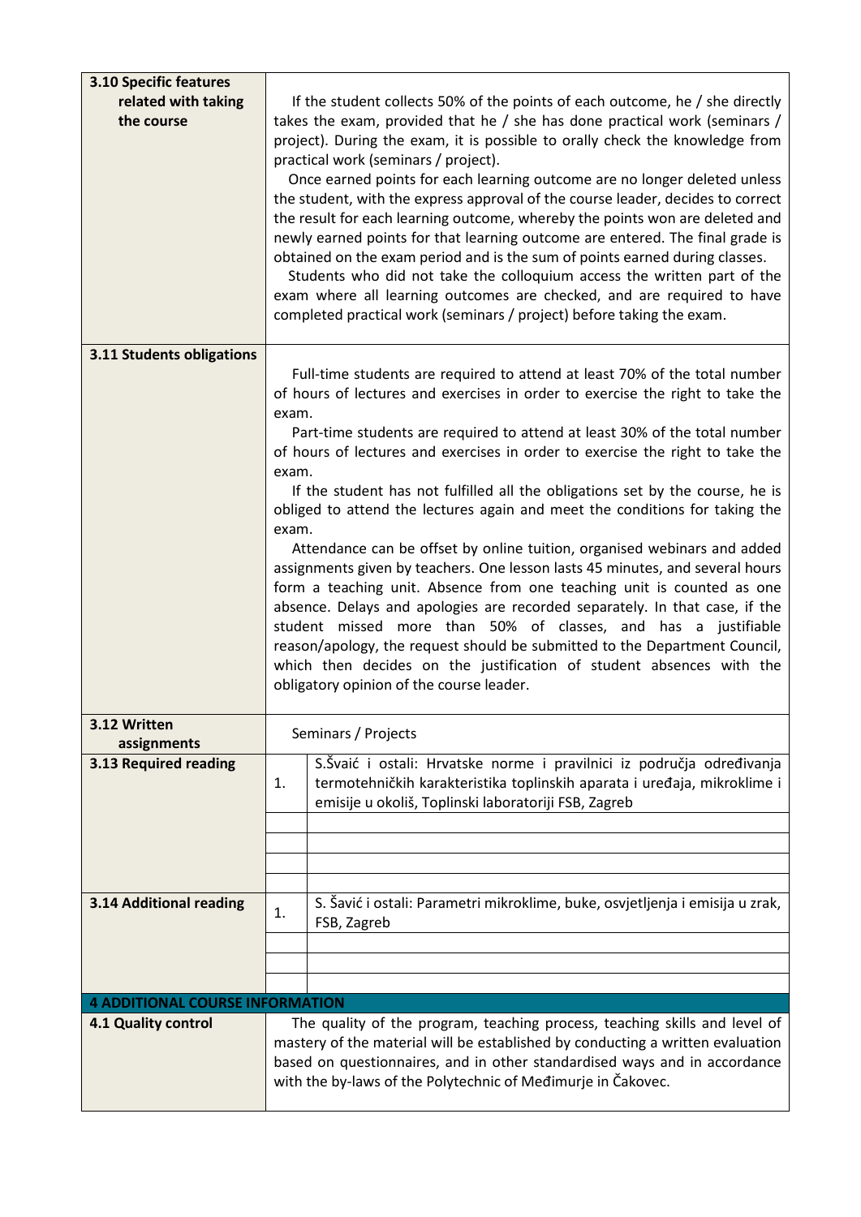| | |
|---|---|
| **3.10 Specific features related with taking the course** | If the student collects 50% of the points of each outcome, he / she directly takes the exam, provided that he / she has done practical work (seminars / project). During the exam, it is possible to orally check the knowledge from practical work (seminars / project).<br>Once earned points for each learning outcome are no longer deleted unless the student, with the express approval of the course leader, decides to correct the result for each learning outcome, whereby the points won are deleted and newly earned points for that learning outcome are entered. The final grade is obtained on the exam period and is the sum of points earned during classes.<br>Students who did not take the colloquium access the written part of the exam where all learning outcomes are checked, and are required to have completed practical work (seminars / project) before taking the exam. |
| **3.11 Students obligations** | Full-time students are required to attend at least 70% of the total number of hours of lectures and exercises in order to exercise the right to take the exam.<br>Part-time students are required to attend at least 30% of the total number of hours of lectures and exercises in order to exercise the right to take the exam.<br>If the student has not fulfilled all the obligations set by the course, he is obliged to attend the lectures again and meet the conditions for taking the exam.<br>Attendance can be offset by online tuition, organised webinars and added assignments given by teachers. One lesson lasts 45 minutes, and several hours form a teaching unit. Absence from one teaching unit is counted as one absence. Delays and apologies are recorded separately. In that case, if the student missed more than 50% of classes, and has a justifiable reason/apology, the request should be submitted to the Department Council, which then decides on the justification of student absences with the obligatory opinion of the course leader. |
| **3.12 Written assignments** | Seminars / Projects |

| | | |
|---|---|---|
| **3.13 Required reading** | 1. | S.Švaić i ostali: Hrvatske norme i pravilnici iz područja određivanja termotehničkih karakteristika toplinskih aparata i uređaja, mikroklime i emisije u okoliš, Toplinski laboratoriji FSB, Zagreb |
| | | |
| | | |
| | | |
| | | |
| **3.14 Additional reading** | 1. | S. Šavić i ostali: Parametri mikroklime, buke, osvjetljenja i emisija u zrak, FSB, Zagreb |
| | | |
| | | |
| | | |

## 4 ADDITIONAL COURSE INFORMATION

| | |
|---|---|
| **4.1 Quality control** | The quality of the program, teaching process, teaching skills and level of mastery of the material will be established by conducting a written evaluation based on questionnaires, and in other standardised ways and in accordance with the by-laws of the Polytechnic of Međimurje in Čakovec. |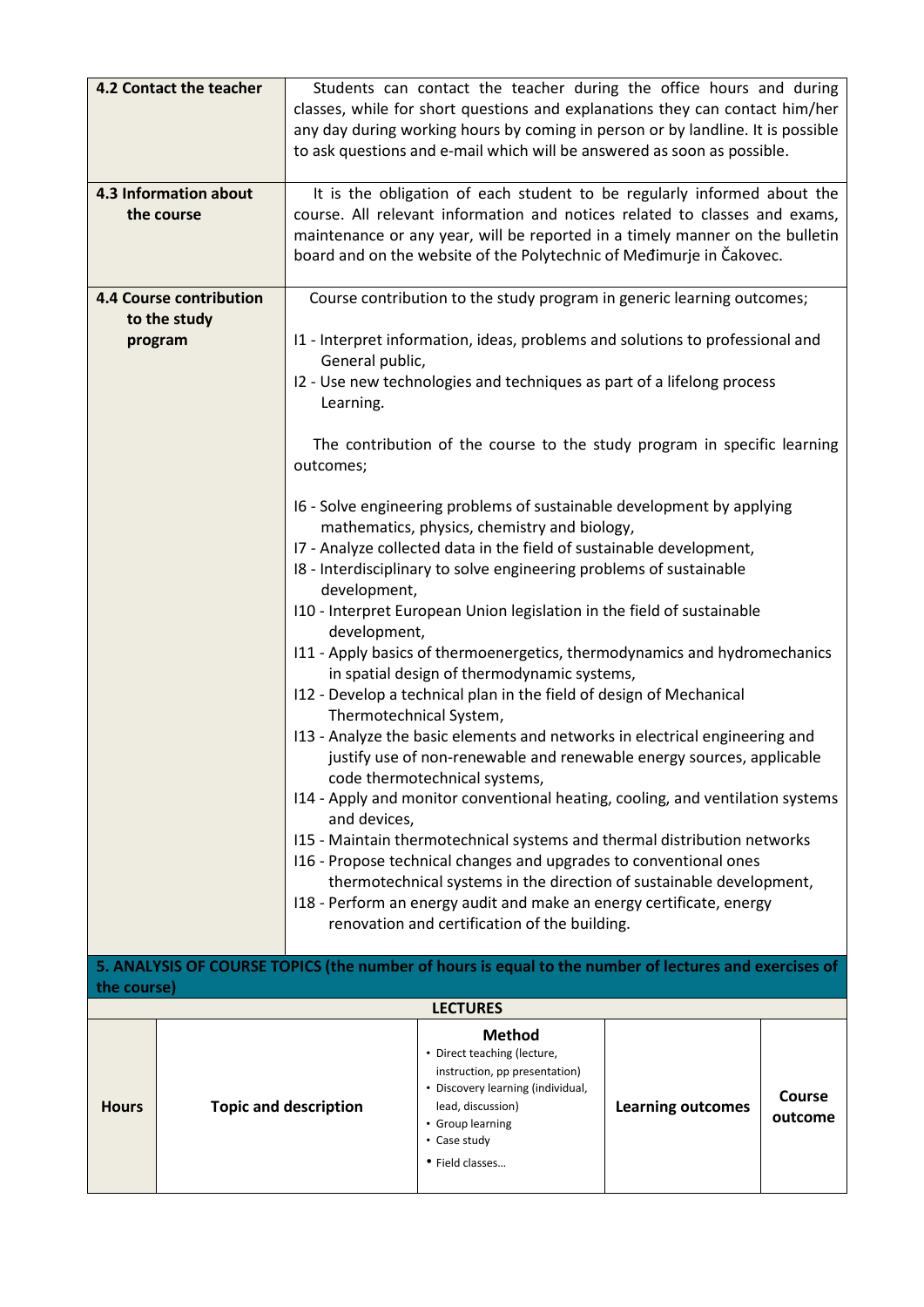| | |
|---|---|
| **4.2 Contact the teacher** | Students can contact the teacher during the office hours and during classes, while for short questions and explanations they can contact him/her any day during working hours by coming in person or by landline. It is possible to ask questions and e-mail which will be answered as soon as possible. |
| **4.3 Information about the course** | It is the obligation of each student to be regularly informed about the course. All relevant information and notices related to classes and exams, maintenance or any year, will be reported in a timely manner on the bulletin board and on the website of the Polytechnic of Međimurje in Čakovec. |
| **4.4 Course contribution to the study program** | Course contribution to the study program in generic learning outcomes;<br><br>I1 - Interpret information, ideas, problems and solutions to professional and General public,<br>I2 - Use new technologies and techniques as part of a lifelong process Learning.<br><br>The contribution of the course to the study program in specific learning outcomes;<br><br>I6 - Solve engineering problems of sustainable development by applying mathematics, physics, chemistry and biology,<br>I7 - Analyze collected data in the field of sustainable development,<br>I8 - Interdisciplinary to solve engineering problems of sustainable development,<br>I10 - Interpret European Union legislation in the field of sustainable development,<br>I11 - Apply basics of thermoenergetics, thermodynamics and hydromechanics in spatial design of thermodynamic systems,<br>I12 - Develop a technical plan in the field of design of Mechanical Thermotechnical System,<br>I13 - Analyze the basic elements and networks in electrical engineering and justify use of non-renewable and renewable energy sources, applicable code thermotechnical systems,<br>I14 - Apply and monitor conventional heating, cooling, and ventilation systems and devices,<br>I15 - Maintain thermotechnical systems and thermal distribution networks<br>I16 - Propose technical changes and upgrades to conventional ones thermotechnical systems in the direction of sustainable development,<br>I18 - Perform an energy audit and make an energy certificate, energy renovation and certification of the building. |

**5. ANALYSIS OF COURSE TOPICS (the number of hours is equal to the number of lectures and exercises of the course)**

**LECTURES**

| Hours | Topic and description | Method<br>• Direct teaching (lecture, instruction, pp presentation)<br>• Discovery learning (individual, lead, discussion)<br>• Group learning<br>• Case study<br>• Field classes… | Learning outcomes | Course outcome |
|---|---|---|---|---|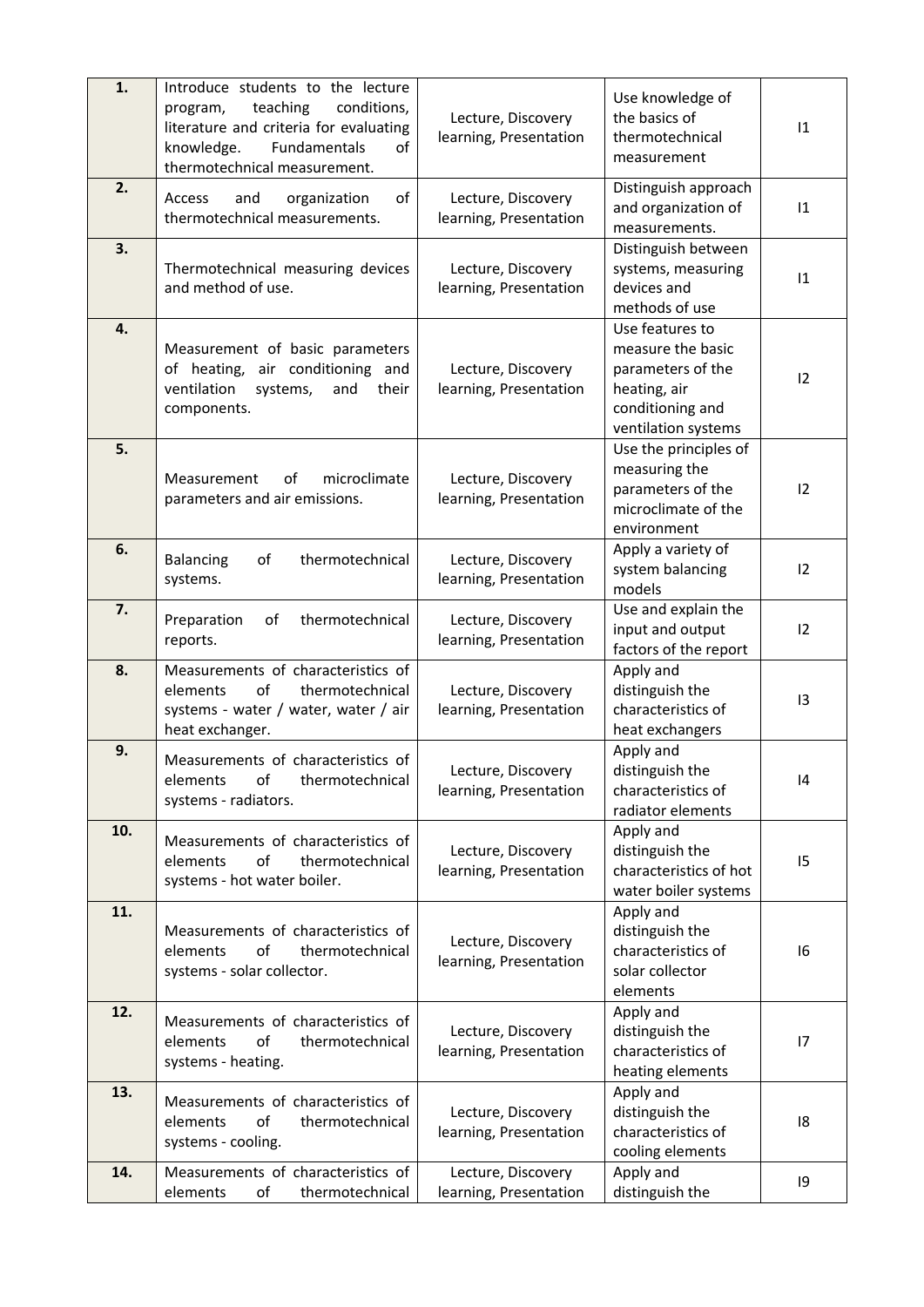| 1. | Introduce students to the lecture program, teaching conditions, literature and criteria for evaluating knowledge. Fundamentals of thermotechnical measurement. | Lecture, Discovery learning, Presentation | Use knowledge of the basics of thermotechnical measurement | I1 |
|---|---|---|---|---|
| 2. | Access and organization of thermotechnical measurements. | Lecture, Discovery learning, Presentation | Distinguish approach and organization of measurements. | I1 |
| 3. | Thermotechnical measuring devices and method of use. | Lecture, Discovery learning, Presentation | Distinguish between systems, measuring devices and methods of use | I1 |
| 4. | Measurement of basic parameters of heating, air conditioning and ventilation systems, and their components. | Lecture, Discovery learning, Presentation | Use features to measure the basic parameters of the heating, air conditioning and ventilation systems | I2 |
| 5. | Measurement of microclimate parameters and air emissions. | Lecture, Discovery learning, Presentation | Use the principles of measuring the parameters of the microclimate of the environment | I2 |
| 6. | Balancing of thermotechnical systems. | Lecture, Discovery learning, Presentation | Apply a variety of system balancing models | I2 |
| 7. | Preparation of thermotechnical reports. | Lecture, Discovery learning, Presentation | Use and explain the input and output factors of the report | I2 |
| 8. | Measurements of characteristics of elements of thermotechnical systems - water / water, water / air heat exchanger. | Lecture, Discovery learning, Presentation | Apply and distinguish the characteristics of heat exchangers | I3 |
| 9. | Measurements of characteristics of elements of thermotechnical systems - radiators. | Lecture, Discovery learning, Presentation | Apply and distinguish the characteristics of radiator elements | I4 |
| 10. | Measurements of characteristics of elements of thermotechnical systems - hot water boiler. | Lecture, Discovery learning, Presentation | Apply and distinguish the characteristics of hot water boiler systems | I5 |
| 11. | Measurements of characteristics of elements of thermotechnical systems - solar collector. | Lecture, Discovery learning, Presentation | Apply and distinguish the characteristics of solar collector elements | I6 |
| 12. | Measurements of characteristics of elements of thermotechnical systems - heating. | Lecture, Discovery learning, Presentation | Apply and distinguish the characteristics of heating elements | I7 |
| 13. | Measurements of characteristics of elements of thermotechnical systems - cooling. | Lecture, Discovery learning, Presentation | Apply and distinguish the characteristics of cooling elements | I8 |
| 14. | Measurements of characteristics of elements of thermotechnical | Lecture, Discovery learning, Presentation | Apply and distinguish the | I9 |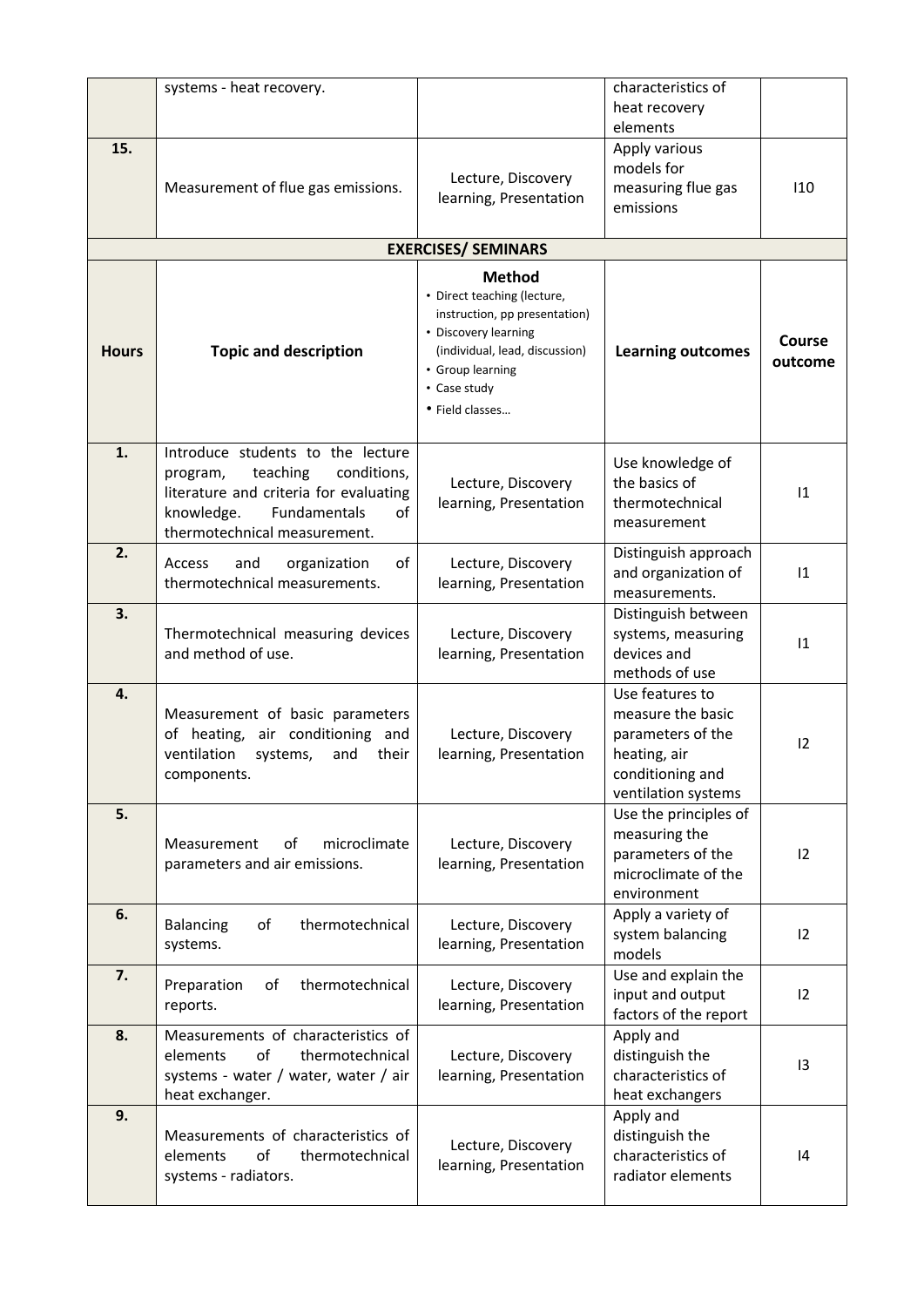| | | | | |
|---|---|---|---|---|
| | systems - heat recovery. | | characteristics of heat recovery elements | |
| **15.** | Measurement of flue gas emissions. | Lecture, Discovery learning, Presentation | Apply various models for measuring flue gas emissions | I10 |

**EXERCISES/ SEMINARS**

| **Hours** | **Topic and description** | **Method** • Direct teaching (lecture, instruction, pp presentation) • Discovery learning (individual, lead, discussion) • Group learning • Case study • Field classes… | **Learning outcomes** | **Course outcome** |
|---|---|---|---|---|
| **1.** | Introduce students to the lecture program, teaching conditions, literature and criteria for evaluating knowledge. Fundamentals of thermotechnical measurement. | Lecture, Discovery learning, Presentation | Use knowledge of the basics of thermotechnical measurement | I1 |
| **2.** | Access and organization of thermotechnical measurements. | Lecture, Discovery learning, Presentation | Distinguish approach and organization of measurements. | I1 |
| **3.** | Thermotechnical measuring devices and method of use. | Lecture, Discovery learning, Presentation | Distinguish between systems, measuring devices and methods of use | I1 |
| **4.** | Measurement of basic parameters of heating, air conditioning and ventilation systems, and their components. | Lecture, Discovery learning, Presentation | Use features to measure the basic parameters of the heating, air conditioning and ventilation systems | I2 |
| **5.** | Measurement of microclimate parameters and air emissions. | Lecture, Discovery learning, Presentation | Use the principles of measuring the parameters of the microclimate of the environment | I2 |
| **6.** | Balancing of thermotechnical systems. | Lecture, Discovery learning, Presentation | Apply a variety of system balancing models | I2 |
| **7.** | Preparation of thermotechnical reports. | Lecture, Discovery learning, Presentation | Use and explain the input and output factors of the report | I2 |
| **8.** | Measurements of characteristics of elements of thermotechnical systems - water / water, water / air heat exchanger. | Lecture, Discovery learning, Presentation | Apply and distinguish the characteristics of heat exchangers | I3 |
| **9.** | Measurements of characteristics of elements of thermotechnical systems - radiators. | Lecture, Discovery learning, Presentation | Apply and distinguish the characteristics of radiator elements | I4 |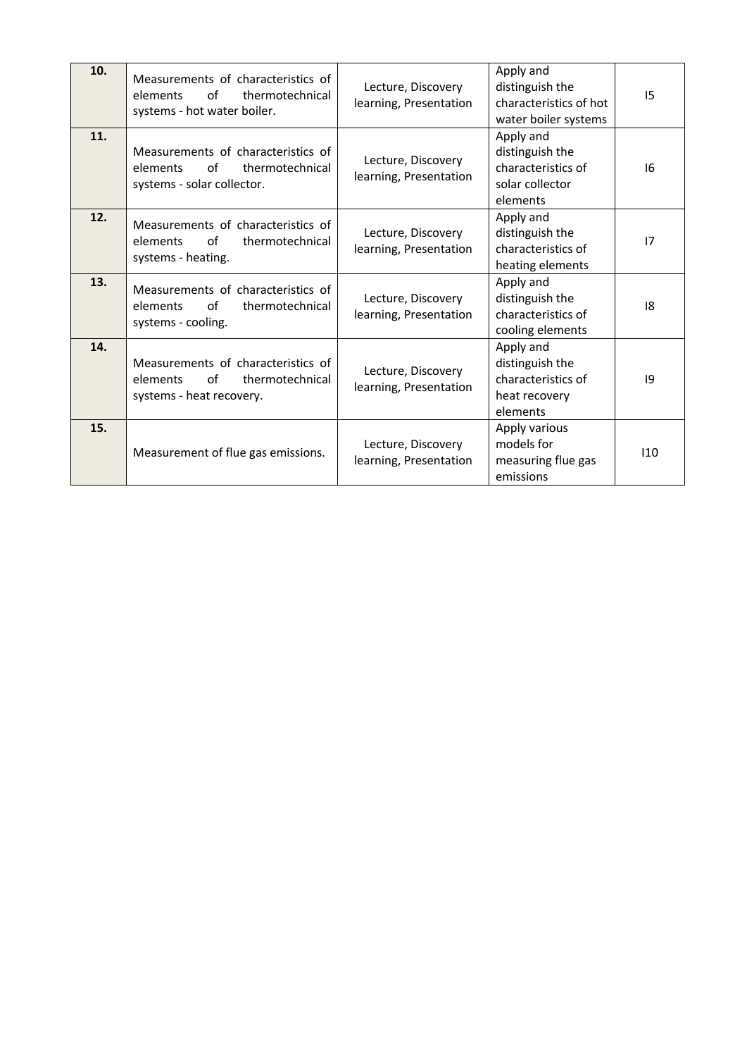| | | | | |
|---|---|---|---|---|
| **10.** | Measurements of characteristics of elements of thermotechnical systems - hot water boiler. | Lecture, Discovery learning, Presentation | Apply and distinguish the characteristics of hot water boiler systems | I5 |
| **11.** | Measurements of characteristics of elements of thermotechnical systems - solar collector. | Lecture, Discovery learning, Presentation | Apply and distinguish the characteristics of solar collector elements | I6 |
| **12.** | Measurements of characteristics of elements of thermotechnical systems - heating. | Lecture, Discovery learning, Presentation | Apply and distinguish the characteristics of heating elements | I7 |
| **13.** | Measurements of characteristics of elements of thermotechnical systems - cooling. | Lecture, Discovery learning, Presentation | Apply and distinguish the characteristics of cooling elements | I8 |
| **14.** | Measurements of characteristics of elements of thermotechnical systems - heat recovery. | Lecture, Discovery learning, Presentation | Apply and distinguish the characteristics of heat recovery elements | I9 |
| **15.** | Measurement of flue gas emissions. | Lecture, Discovery learning, Presentation | Apply various models for measuring flue gas emissions | I10 |